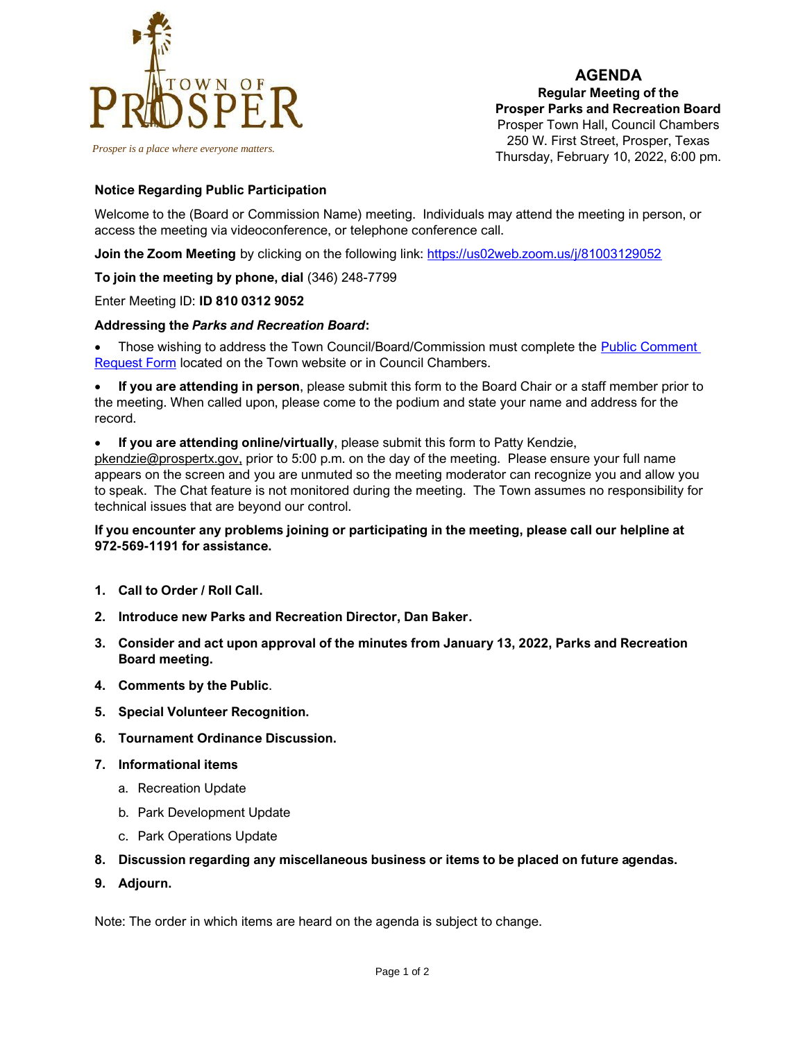TOWN OF PROSPER

*Prosper is a place where everyone matters.*

# AGENDA

**Regular Meeting of the**
**Prosper Parks and Recreation Board**
Prosper Town Hall, Council Chambers
250 W. First Street, Prosper, Texas
Thursday, February 10, 2022, 6:00 pm.

**Notice Regarding Public Participation**

Welcome to the (Board or Commission Name) meeting. Individuals may attend the meeting in person, or access the meeting via videoconference, or telephone conference call.

**Join the Zoom Meeting** by clicking on the following link: https://us02web.zoom.us/j/81003129052

**To join the meeting by phone, dial** (346) 248-7799

Enter Meeting ID: **ID 810 0312 9052**

**Addressing the *Parks and Recreation Board*:**

- Those wishing to address the Town Council/Board/Commission must complete the Public Comment Request Form located on the Town website or in Council Chambers.
- **If you are attending in person**, please submit this form to the Board Chair or a staff member prior to the meeting. When called upon, please come to the podium and state your name and address for the record.
- **If you are attending online/virtually**, please submit this form to Patty Kendzie, pkendzie@prospertx.gov, prior to 5:00 p.m. on the day of the meeting. Please ensure your full name appears on the screen and you are unmuted so the meeting moderator can recognize you and allow you to speak. The Chat feature is not monitored during the meeting. The Town assumes no responsibility for technical issues that are beyond our control.

**If you encounter any problems joining or participating in the meeting, please call our helpline at 972-569-1191 for assistance.**

1. **Call to Order / Roll Call.**
2. **Introduce new Parks and Recreation Director, Dan Baker.**
3. **Consider and act upon approval of the minutes from January 13, 2022, Parks and Recreation Board meeting.**
4. **Comments by the Public.**
5. **Special Volunteer Recognition.**
6. **Tournament Ordinance Discussion.**
7. **Informational items**
   a. Recreation Update
   b. Park Development Update
   c. Park Operations Update
8. **Discussion regarding any miscellaneous business or items to be placed on future agendas.**
9. **Adjourn.**

Note: The order in which items are heard on the agenda is subject to change.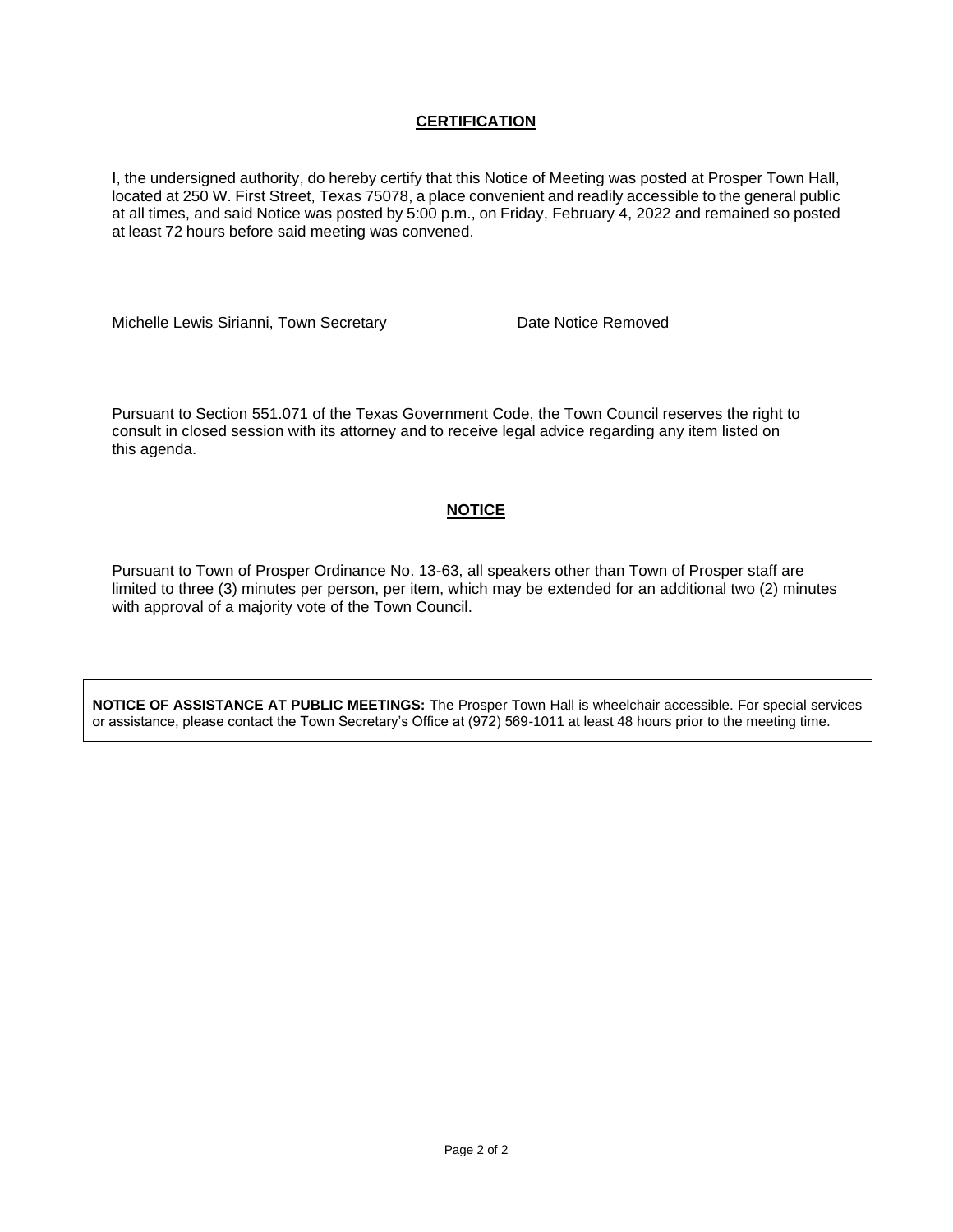## CERTIFICATION

I, the undersigned authority, do hereby certify that this Notice of Meeting was posted at Prosper Town Hall, located at 250 W. First Street, Texas 75078, a place convenient and readily accessible to the general public at all times, and said Notice was posted by 5:00 p.m., on Friday, February 4, 2022 and remained so posted at least 72 hours before said meeting was convened.

| | |
|---|---|
| Michelle Lewis Sirianni, Town Secretary | Date Notice Removed |

Pursuant to Section 551.071 of the Texas Government Code, the Town Council reserves the right to consult in closed session with its attorney and to receive legal advice regarding any item listed on this agenda.

## NOTICE

Pursuant to Town of Prosper Ordinance No. 13-63, all speakers other than Town of Prosper staff are limited to three (3) minutes per person, per item, which may be extended for an additional two (2) minutes with approval of a majority vote of the Town Council.

**NOTICE OF ASSISTANCE AT PUBLIC MEETINGS:** The Prosper Town Hall is wheelchair accessible. For special services or assistance, please contact the Town Secretary's Office at (972) 569-1011 at least 48 hours prior to the meeting time.